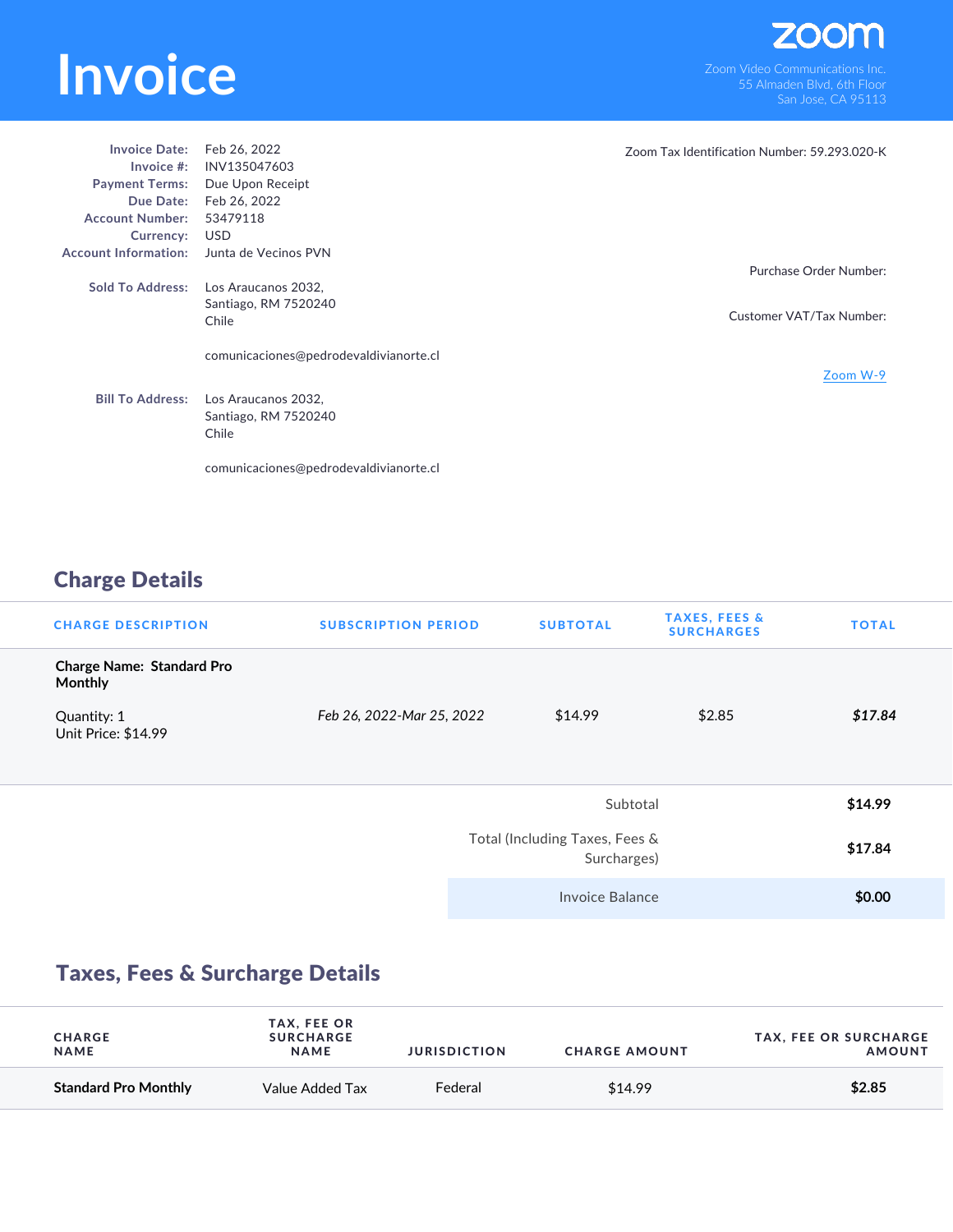# Invoice

zoom

Zoom Video Communications Inc.
55 Almaden Blvd, 6th Floor
San Jose, CA 95113

**Invoice Date:** Feb 26, 2022
**Invoice #:** INV135047603
**Payment Terms:** Due Upon Receipt
**Due Date:** Feb 26, 2022
**Account Number:** 53479118
**Currency:** USD
**Account Information:** Junta de Vecinos PVN

**Sold To Address:** Los Araucanos 2032,
Santiago, RM 7520240
Chile

comunicaciones@pedrodevaldivianorte.cl

**Bill To Address:** Los Araucanos 2032,
Santiago, RM 7520240
Chile

comunicaciones@pedrodevaldivianorte.cl

Zoom Tax Identification Number: 59.293.020-K

Purchase Order Number:

Customer VAT/Tax Number:

Zoom W-9

## Charge Details

| CHARGE DESCRIPTION | SUBSCRIPTION PERIOD | SUBTOTAL | TAXES, FEES & SURCHARGES | TOTAL |
| --- | --- | --- | --- | --- |
| **Charge Name: Standard Pro Monthly**<br>Quantity: 1<br>Unit Price: $14.99 | *Feb 26, 2022-Mar 25, 2022* | $14.99 | $2.85 | ***$17.84*** |

| | |
| --- | --- |
| Subtotal | **$14.99** |
| Total (Including Taxes, Fees & Surcharges) | **$17.84** |
| Invoice Balance | **$0.00** |

## Taxes, Fees & Surcharge Details

| CHARGE NAME | TAX, FEE OR SURCHARGE NAME | JURISDICTION | CHARGE AMOUNT | TAX, FEE OR SURCHARGE AMOUNT |
| --- | --- | --- | --- | --- |
| **Standard Pro Monthly** | Value Added Tax | Federal | $14.99 | **$2.85** |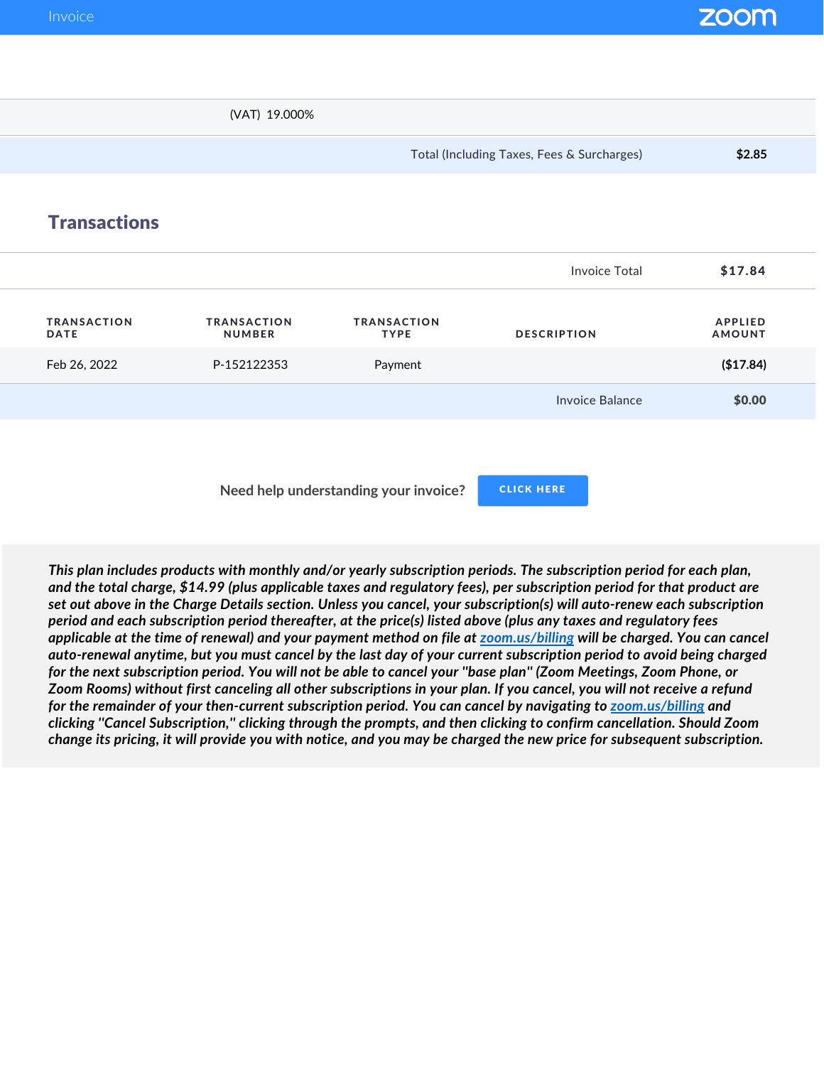| | |
|---|---|
| (VAT) 19.000% | |
| Total (Including Taxes, Fees & Surcharges) | **$2.85** |

## Transactions

| | |
|---|---|
| Invoice Total | **$17.84** |

| TRANSACTION DATE | TRANSACTION NUMBER | TRANSACTION TYPE | DESCRIPTION | APPLIED AMOUNT |
|---|---|---|---|---|
| Feb 26, 2022 | P-152122353 | Payment | | **($17.84)** |
| | | | Invoice Balance | **$0.00** |

Need help understanding your invoice? CLICK HERE

***This plan includes products with monthly and/or yearly subscription periods. The subscription period for each plan, and the total charge, $14.99 (plus applicable taxes and regulatory fees), per subscription period for that product are set out above in the Charge Details section. Unless you cancel, your subscription(s) will auto-renew each subscription period and each subscription period thereafter, at the price(s) listed above (plus any taxes and regulatory fees applicable at the time of renewal) and your payment method on file at zoom.us/billing will be charged. You can cancel auto-renewal anytime, but you must cancel by the last day of your current subscription period to avoid being charged for the next subscription period. You will not be able to cancel your "base plan" (Zoom Meetings, Zoom Phone, or Zoom Rooms) without first canceling all other subscriptions in your plan. If you cancel, you will not receive a refund for the remainder of your then-current subscription period. You can cancel by navigating to zoom.us/billing and clicking "Cancel Subscription," clicking through the prompts, and then clicking to confirm cancellation. Should Zoom change its pricing, it will provide you with notice, and you may be charged the new price for subsequent subscription.***